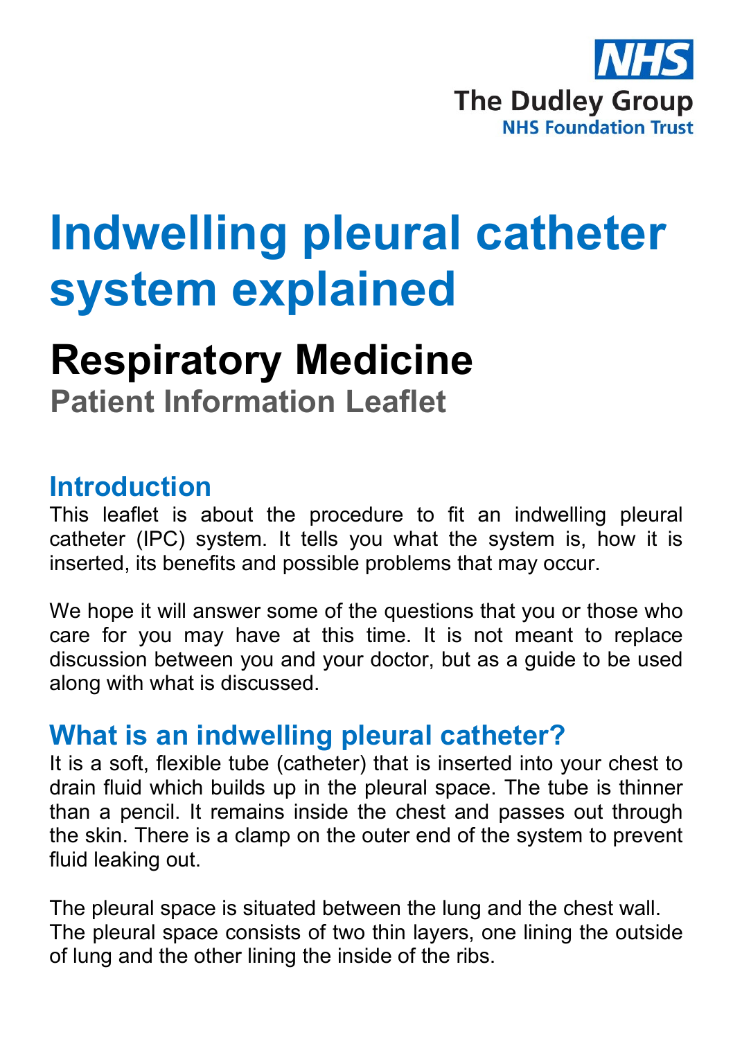NHS

The Dudley Group

NHS Foundation Trust

# Indwelling pleural catheter system explained

## Respiratory Medicine

### Patient Information Leaflet

## Introduction

This leaflet is about the procedure to fit an indwelling pleural catheter (IPC) system. It tells you what the system is, how it is inserted, its benefits and possible problems that may occur.

We hope it will answer some of the questions that you or those who care for you may have at this time. It is not meant to replace discussion between you and your doctor, but as a guide to be used along with what is discussed.

## What is an indwelling pleural catheter?

It is a soft, flexible tube (catheter) that is inserted into your chest to drain fluid which builds up in the pleural space. The tube is thinner than a pencil. It remains inside the chest and passes out through the skin. There is a clamp on the outer end of the system to prevent fluid leaking out.

The pleural space is situated between the lung and the chest wall. The pleural space consists of two thin layers, one lining the outside of lung and the other lining the inside of the ribs.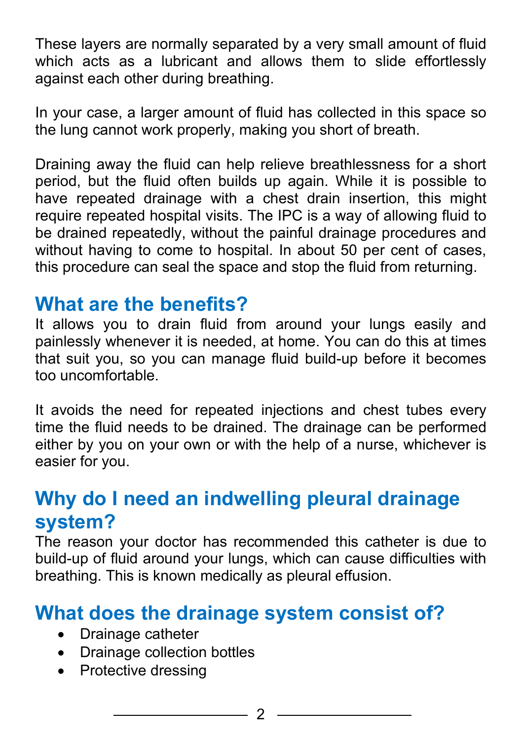These layers are normally separated by a very small amount of fluid which acts as a lubricant and allows them to slide effortlessly against each other during breathing.

In your case, a larger amount of fluid has collected in this space so the lung cannot work properly, making you short of breath.

Draining away the fluid can help relieve breathlessness for a short period, but the fluid often builds up again. While it is possible to have repeated drainage with a chest drain insertion, this might require repeated hospital visits. The IPC is a way of allowing fluid to be drained repeatedly, without the painful drainage procedures and without having to come to hospital. In about 50 per cent of cases, this procedure can seal the space and stop the fluid from returning.

## What are the benefits?

It allows you to drain fluid from around your lungs easily and painlessly whenever it is needed, at home. You can do this at times that suit you, so you can manage fluid build-up before it becomes too uncomfortable.

It avoids the need for repeated injections and chest tubes every time the fluid needs to be drained. The drainage can be performed either by you on your own or with the help of a nurse, whichever is easier for you.

## Why do I need an indwelling pleural drainage system?

The reason your doctor has recommended this catheter is due to build-up of fluid around your lungs, which can cause difficulties with breathing. This is known medically as pleural effusion.

## What does the drainage system consist of?

- Drainage catheter
- Drainage collection bottles
- Protective dressing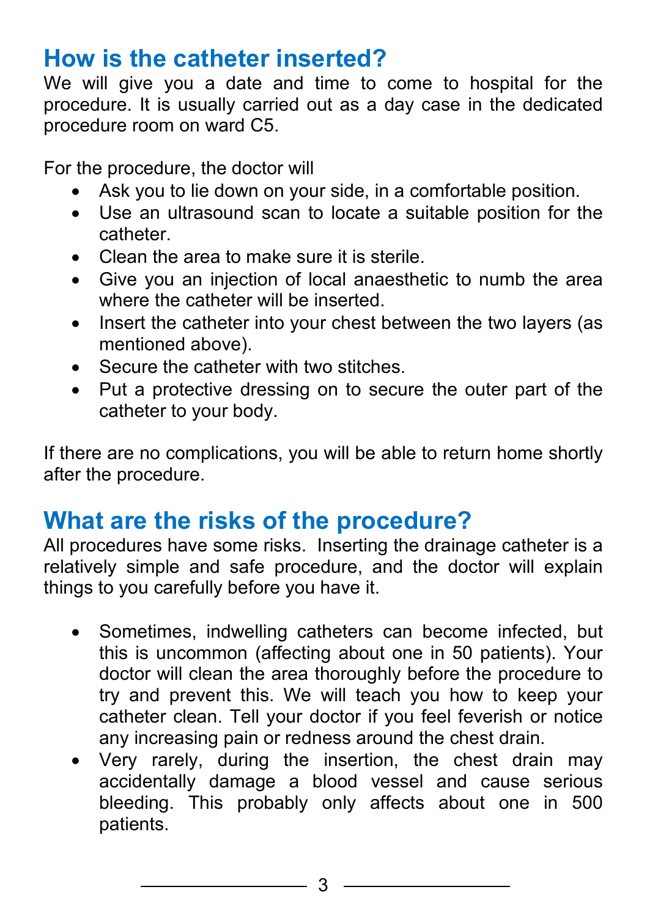## How is the catheter inserted?

We will give you a date and time to come to hospital for the procedure. It is usually carried out as a day case in the dedicated procedure room on ward C5.

For the procedure, the doctor will

- Ask you to lie down on your side, in a comfortable position.
- Use an ultrasound scan to locate a suitable position for the catheter.
- Clean the area to make sure it is sterile.
- Give you an injection of local anaesthetic to numb the area where the catheter will be inserted.
- Insert the catheter into your chest between the two layers (as mentioned above).
- Secure the catheter with two stitches.
- Put a protective dressing on to secure the outer part of the catheter to your body.

If there are no complications, you will be able to return home shortly after the procedure.

## What are the risks of the procedure?

All procedures have some risks. Inserting the drainage catheter is a relatively simple and safe procedure, and the doctor will explain things to you carefully before you have it.

- Sometimes, indwelling catheters can become infected, but this is uncommon (affecting about one in 50 patients). Your doctor will clean the area thoroughly before the procedure to try and prevent this. We will teach you how to keep your catheter clean. Tell your doctor if you feel feverish or notice any increasing pain or redness around the chest drain.
- Very rarely, during the insertion, the chest drain may accidentally damage a blood vessel and cause serious bleeding. This probably only affects about one in 500 patients.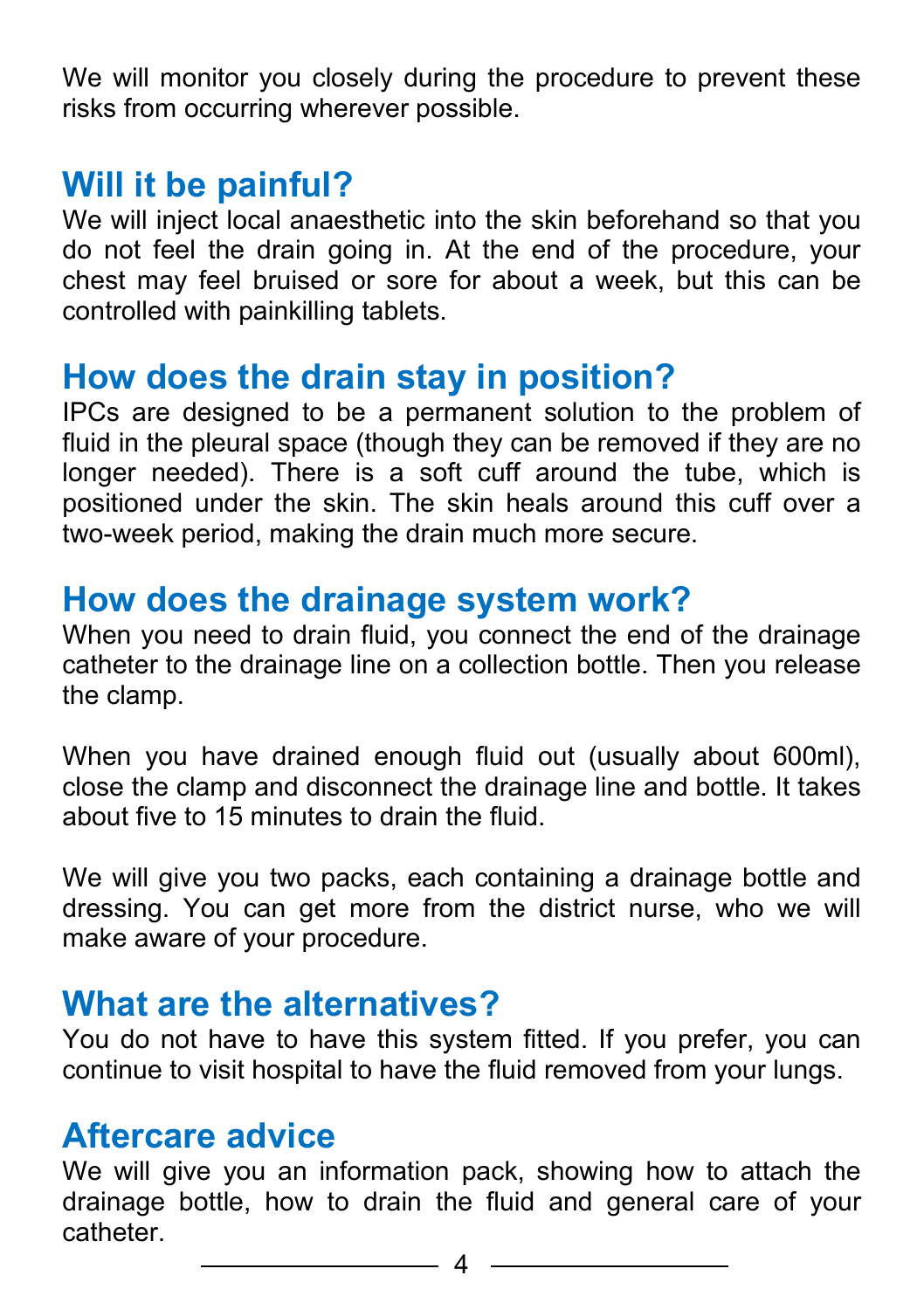We will monitor you closely during the procedure to prevent these risks from occurring wherever possible.

## Will it be painful?

We will inject local anaesthetic into the skin beforehand so that you do not feel the drain going in. At the end of the procedure, your chest may feel bruised or sore for about a week, but this can be controlled with painkilling tablets.

## How does the drain stay in position?

IPCs are designed to be a permanent solution to the problem of fluid in the pleural space (though they can be removed if they are no longer needed). There is a soft cuff around the tube, which is positioned under the skin. The skin heals around this cuff over a two-week period, making the drain much more secure.

## How does the drainage system work?

When you need to drain fluid, you connect the end of the drainage catheter to the drainage line on a collection bottle. Then you release the clamp.

When you have drained enough fluid out (usually about 600ml), close the clamp and disconnect the drainage line and bottle. It takes about five to 15 minutes to drain the fluid.

We will give you two packs, each containing a drainage bottle and dressing. You can get more from the district nurse, who we will make aware of your procedure.

## What are the alternatives?

You do not have to have this system fitted. If you prefer, you can continue to visit hospital to have the fluid removed from your lungs.

## Aftercare advice

We will give you an information pack, showing how to attach the drainage bottle, how to drain the fluid and general care of your catheter.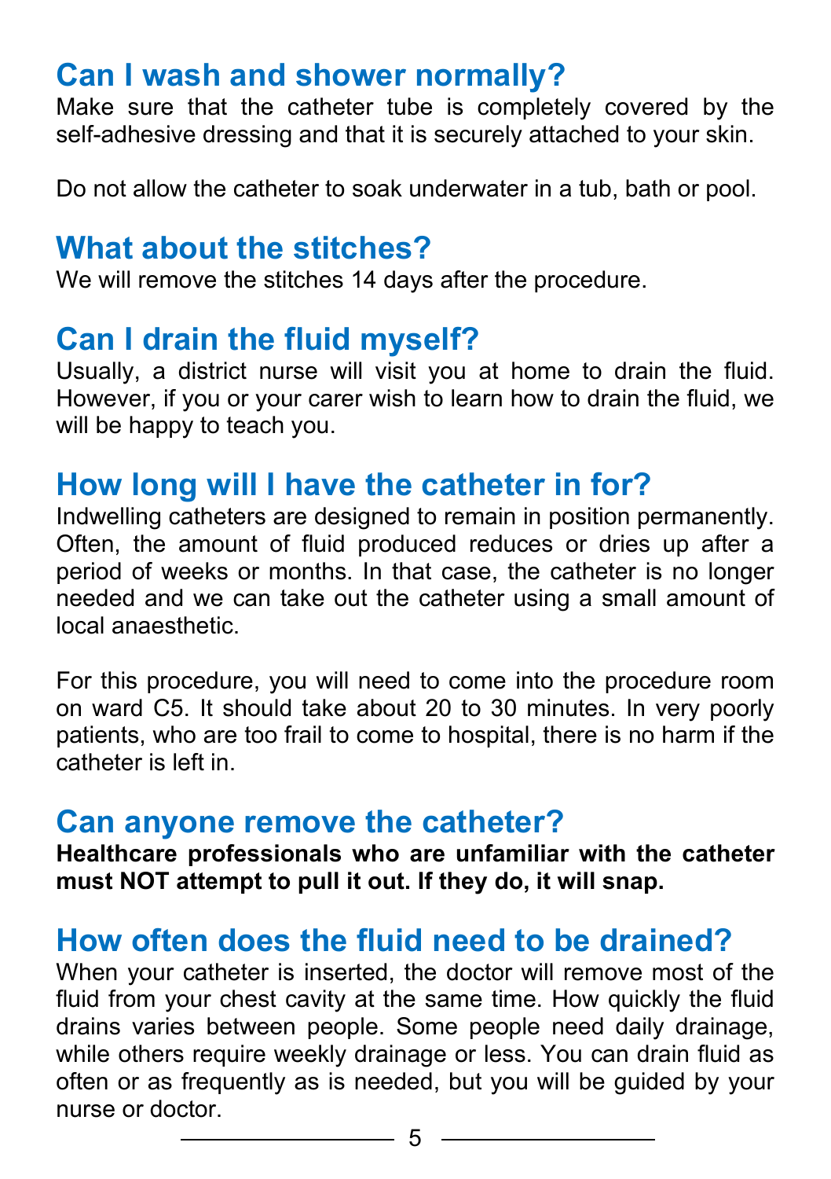## Can I wash and shower normally?

Make sure that the catheter tube is completely covered by the self-adhesive dressing and that it is securely attached to your skin.

Do not allow the catheter to soak underwater in a tub, bath or pool.

## What about the stitches?

We will remove the stitches 14 days after the procedure.

## Can I drain the fluid myself?

Usually, a district nurse will visit you at home to drain the fluid. However, if you or your carer wish to learn how to drain the fluid, we will be happy to teach you.

## How long will I have the catheter in for?

Indwelling catheters are designed to remain in position permanently. Often, the amount of fluid produced reduces or dries up after a period of weeks or months. In that case, the catheter is no longer needed and we can take out the catheter using a small amount of local anaesthetic.

For this procedure, you will need to come into the procedure room on ward C5. It should take about 20 to 30 minutes. In very poorly patients, who are too frail to come to hospital, there is no harm if the catheter is left in.

## Can anyone remove the catheter?

**Healthcare professionals who are unfamiliar with the catheter must NOT attempt to pull it out. If they do, it will snap.**

## How often does the fluid need to be drained?

When your catheter is inserted, the doctor will remove most of the fluid from your chest cavity at the same time. How quickly the fluid drains varies between people. Some people need daily drainage, while others require weekly drainage or less. You can drain fluid as often or as frequently as is needed, but you will be guided by your nurse or doctor.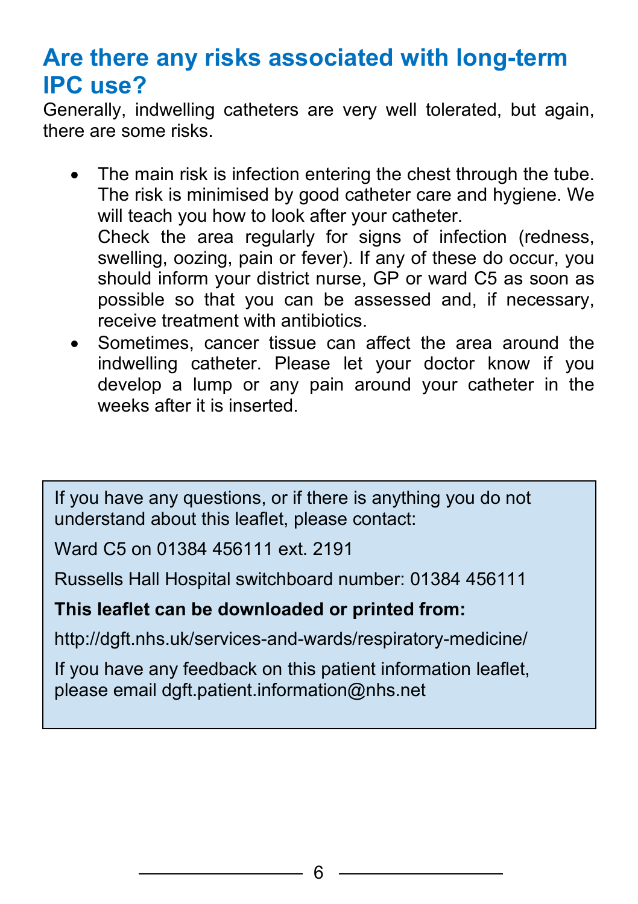## Are there any risks associated with long-term IPC use?

Generally, indwelling catheters are very well tolerated, but again, there are some risks.

- The main risk is infection entering the chest through the tube. The risk is minimised by good catheter care and hygiene. We will teach you how to look after your catheter.
  Check the area regularly for signs of infection (redness, swelling, oozing, pain or fever). If any of these do occur, you should inform your district nurse, GP or ward C5 as soon as possible so that you can be assessed and, if necessary, receive treatment with antibiotics.
- Sometimes, cancer tissue can affect the area around the indwelling catheter. Please let your doctor know if you develop a lump or any pain around your catheter in the weeks after it is inserted.

If you have any questions, or if there is anything you do not understand about this leaflet, please contact:

Ward C5 on 01384 456111 ext. 2191

Russells Hall Hospital switchboard number: 01384 456111

**This leaflet can be downloaded or printed from:**

http://dgft.nhs.uk/services-and-wards/respiratory-medicine/

If you have any feedback on this patient information leaflet, please email dgft.patient.information@nhs.net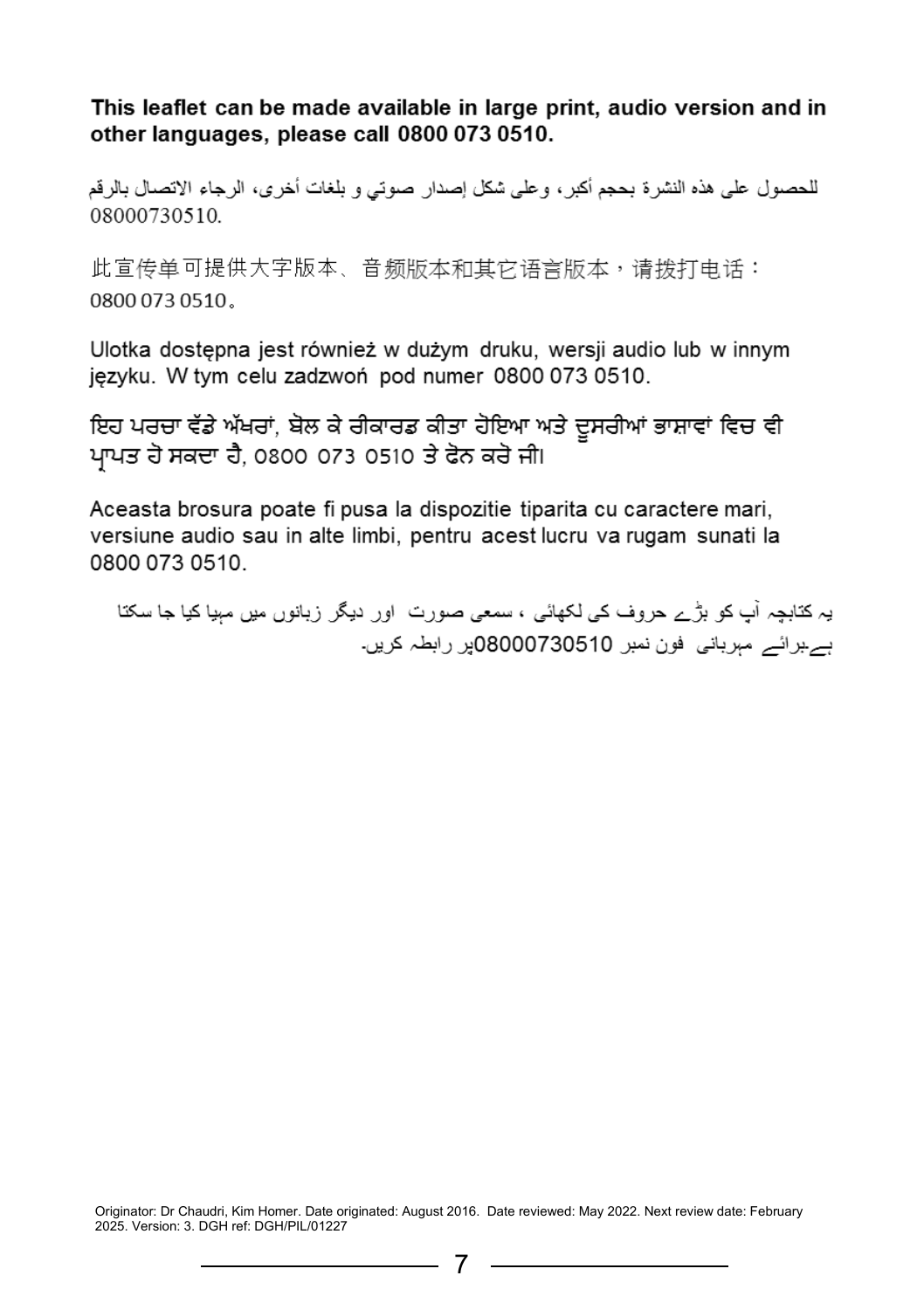**This leaflet can be made available in large print, audio version and in other languages, please call 0800 073 0510.**

للحصول على هذه النشرة بحجم أكبر، وعلى شكل إصدار صوتي و بلغات أخرى، الرجاء الاتصال بالرقم 08000730510.

此宣传单可提供大字版本、音频版本和其它语言版本，请拨打电话：0800 073 0510。

Ulotka dostępna jest również w dużym druku, wersji audio lub w innym języku. W tym celu zadzwoń pod numer 0800 073 0510.

ਇਹ ਪਰਚਾ ਵੱਡੇ ਅੱਖਰਾਂ, ਬੋਲ ਕੇ ਰੀਕਾਰਡ ਕੀਤਾ ਹੋਇਆ ਅਤੇ ਦੂਸਰੀਆਂ ਭਾਸ਼ਾਵਾਂ ਵਿਚ ਵੀ ਪ੍ਰਾਪਤ ਹੋ ਸਕਦਾ ਹੈ, 0800 073 0510 ਤੇ ਫੋਨ ਕਰੋ ਜੀ।

Aceasta brosura poate fi pusa la dispozitie tiparita cu caractere mari, versiune audio sau in alte limbi, pentru acest lucru va rugam sunati la 0800 073 0510.

یہ کتابچہ آپ کو بڑے حروف کی لکھائی ، سمعی صورت اور دیگر زبانوں میں مہیا کیا جا سکتا ہے۔برائے مہربانی فون نمبر 08000730510پر رابطہ کریں۔

Originator: Dr Chaudri, Kim Homer. Date originated: August 2016. Date reviewed: May 2022. Next review date: February 2025. Version: 3. DGH ref: DGH/PIL/01227